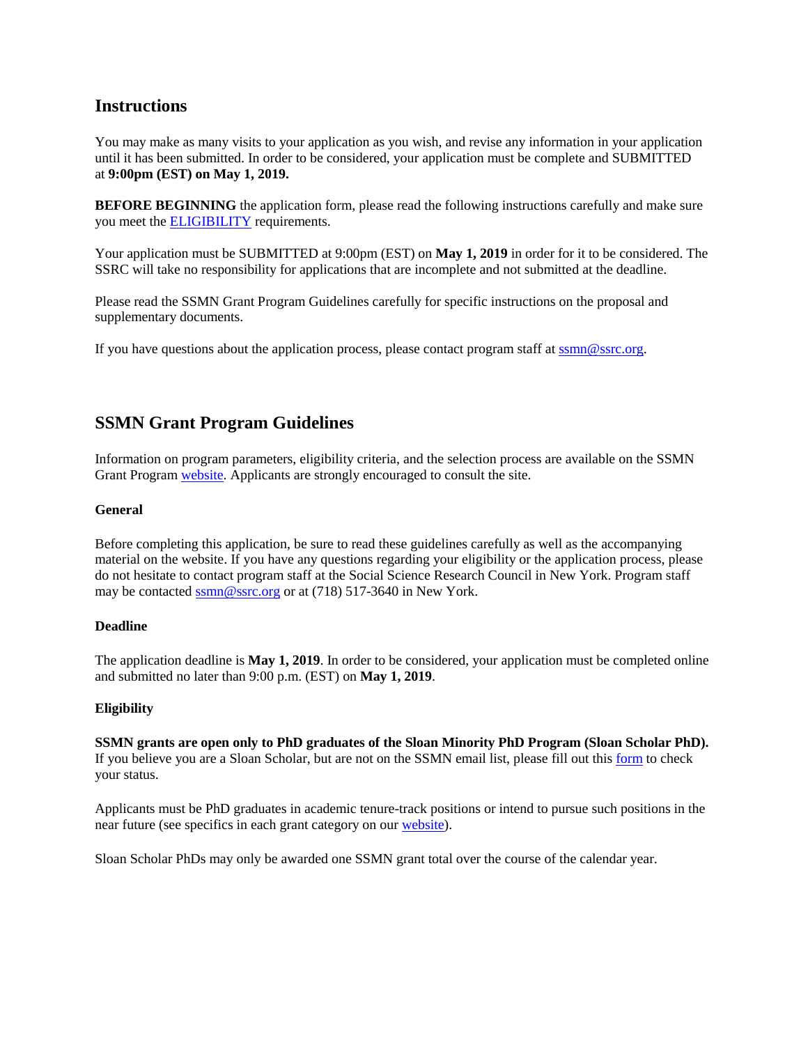## Instructions

You may make as many visits to your application as you wish, and revise any information in your application until it has been submitted. In order to be considered, your application must be complete and SUBMITTED at **9:00pm (EST) on May 1, 2019.**

**BEFORE BEGINNING** the application form, please read the following instructions carefully and make sure you meet the ELIGIBILITY requirements.

Your application must be SUBMITTED at 9:00pm (EST) on **May 1, 2019** in order for it to be considered. The SSRC will take no responsibility for applications that are incomplete and not submitted at the deadline.

Please read the SSMN Grant Program Guidelines carefully for specific instructions on the proposal and supplementary documents.

If you have questions about the application process, please contact program staff at ssmn@ssrc.org.

## SSMN Grant Program Guidelines

Information on program parameters, eligibility criteria, and the selection process are available on the SSMN Grant Program website. Applicants are strongly encouraged to consult the site.

**General**

Before completing this application, be sure to read these guidelines carefully as well as the accompanying material on the website. If you have any questions regarding your eligibility or the application process, please do not hesitate to contact program staff at the Social Science Research Council in New York. Program staff may be contacted ssmn@ssrc.org or at (718) 517-3640 in New York.

**Deadline**

The application deadline is **May 1, 2019**. In order to be considered, your application must be completed online and submitted no later than 9:00 p.m. (EST) on **May 1, 2019**.

**Eligibility**

**SSMN grants are open only to PhD graduates of the Sloan Minority PhD Program (Sloan Scholar PhD).** If you believe you are a Sloan Scholar, but are not on the SSMN email list, please fill out this form to check your status.

Applicants must be PhD graduates in academic tenure-track positions or intend to pursue such positions in the near future (see specifics in each grant category on our website).

Sloan Scholar PhDs may only be awarded one SSMN grant total over the course of the calendar year.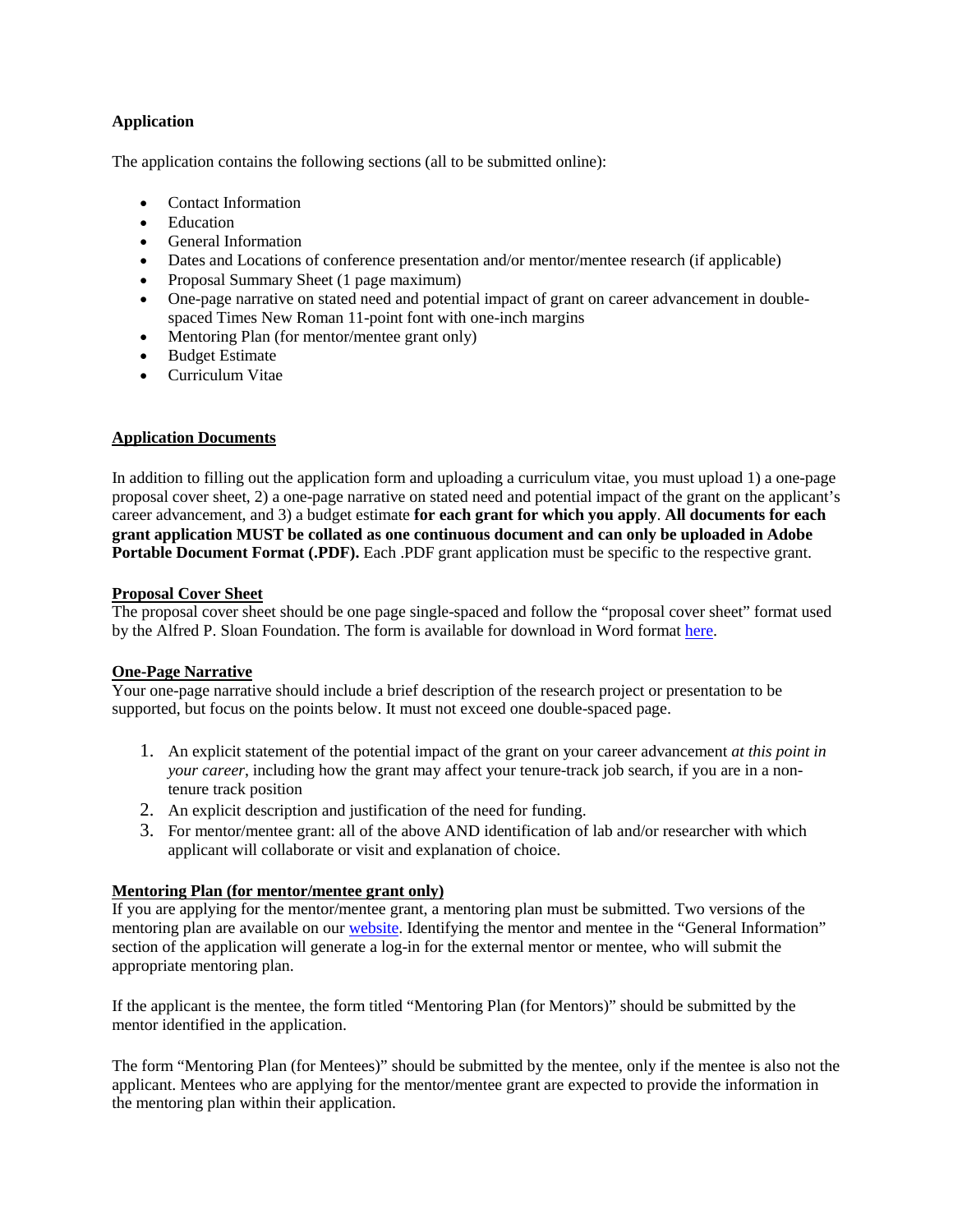**Application**

The application contains the following sections (all to be submitted online):

- Contact Information
- Education
- General Information
- Dates and Locations of conference presentation and/or mentor/mentee research (if applicable)
- Proposal Summary Sheet (1 page maximum)
- One-page narrative on stated need and potential impact of grant on career advancement in double-spaced Times New Roman 11-point font with one-inch margins
- Mentoring Plan (for mentor/mentee grant only)
- Budget Estimate
- Curriculum Vitae

**Application Documents**

In addition to filling out the application form and uploading a curriculum vitae, you must upload 1) a one-page proposal cover sheet, 2) a one-page narrative on stated need and potential impact of the grant on the applicant's career advancement, and 3) a budget estimate **for each grant for which you apply**. **All documents for each grant application MUST be collated as one continuous document and can only be uploaded in Adobe Portable Document Format (.PDF).** Each .PDF grant application must be specific to the respective grant.

**Proposal Cover Sheet**
The proposal cover sheet should be one page single-spaced and follow the "proposal cover sheet" format used by the Alfred P. Sloan Foundation. The form is available for download in Word format here.

**One-Page Narrative**
Your one-page narrative should include a brief description of the research project or presentation to be supported, but focus on the points below. It must not exceed one double-spaced page.

1. An explicit statement of the potential impact of the grant on your career advancement *at this point in your career*, including how the grant may affect your tenure-track job search, if you are in a non-tenure track position
2. An explicit description and justification of the need for funding.
3. For mentor/mentee grant: all of the above AND identification of lab and/or researcher with which applicant will collaborate or visit and explanation of choice.

**Mentoring Plan (for mentor/mentee grant only)**
If you are applying for the mentor/mentee grant, a mentoring plan must be submitted. Two versions of the mentoring plan are available on our website. Identifying the mentor and mentee in the "General Information" section of the application will generate a log-in for the external mentor or mentee, who will submit the appropriate mentoring plan.

If the applicant is the mentee, the form titled "Mentoring Plan (for Mentors)" should be submitted by the mentor identified in the application.

The form "Mentoring Plan (for Mentees)" should be submitted by the mentee, only if the mentee is also not the applicant. Mentees who are applying for the mentor/mentee grant are expected to provide the information in the mentoring plan within their application.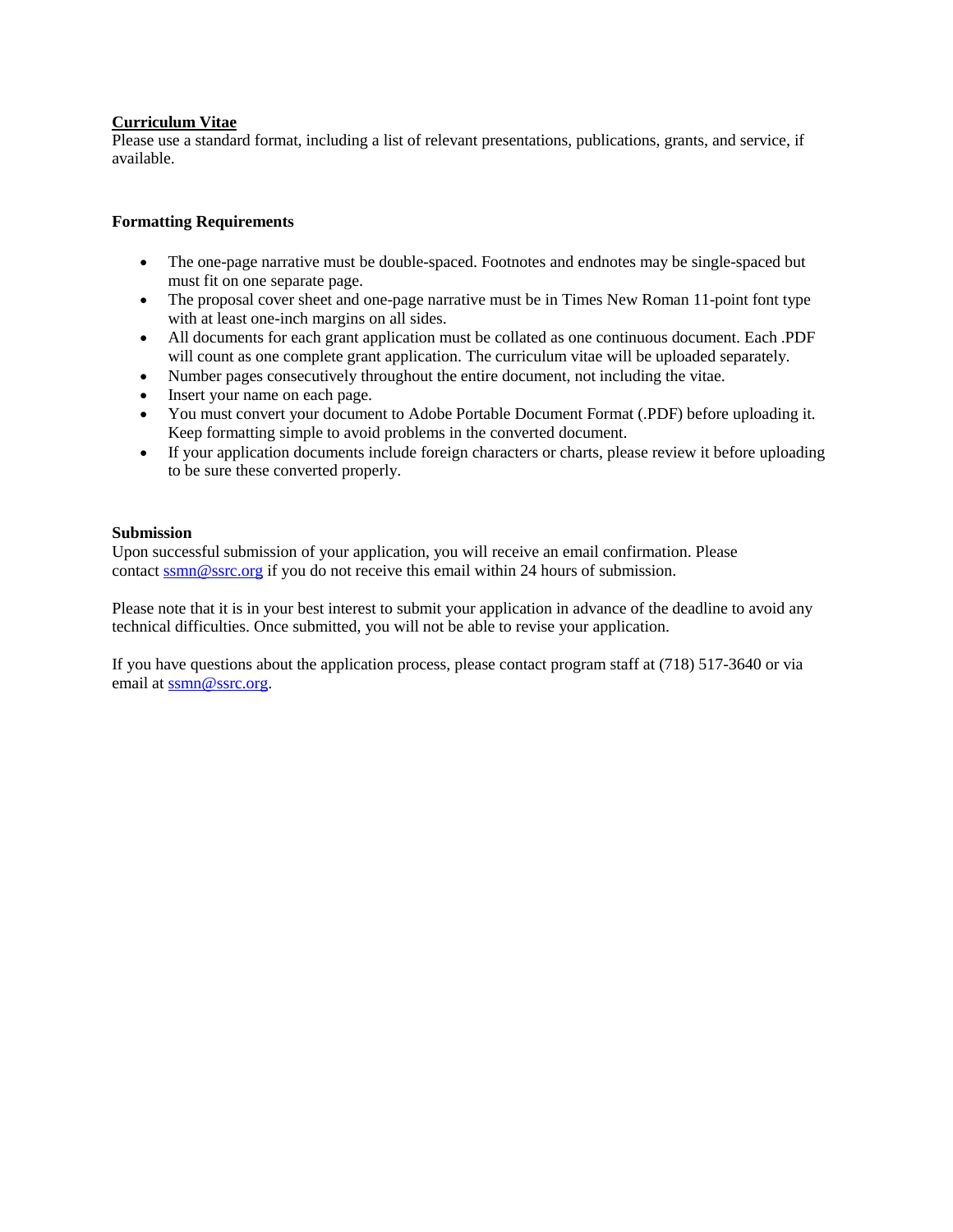**Curriculum Vitae**

Please use a standard format, including a list of relevant presentations, publications, grants, and service, if available.

**Formatting Requirements**

- The one-page narrative must be double-spaced. Footnotes and endnotes may be single-spaced but must fit on one separate page.
- The proposal cover sheet and one-page narrative must be in Times New Roman 11-point font type with at least one-inch margins on all sides.
- All documents for each grant application must be collated as one continuous document. Each .PDF will count as one complete grant application. The curriculum vitae will be uploaded separately.
- Number pages consecutively throughout the entire document, not including the vitae.
- Insert your name on each page.
- You must convert your document to Adobe Portable Document Format (.PDF) before uploading it. Keep formatting simple to avoid problems in the converted document.
- If your application documents include foreign characters or charts, please review it before uploading to be sure these converted properly.

**Submission**

Upon successful submission of your application, you will receive an email confirmation. Please contact ssmn@ssrc.org if you do not receive this email within 24 hours of submission.

Please note that it is in your best interest to submit your application in advance of the deadline to avoid any technical difficulties. Once submitted, you will not be able to revise your application.

If you have questions about the application process, please contact program staff at (718) 517-3640 or via email at ssmn@ssrc.org.